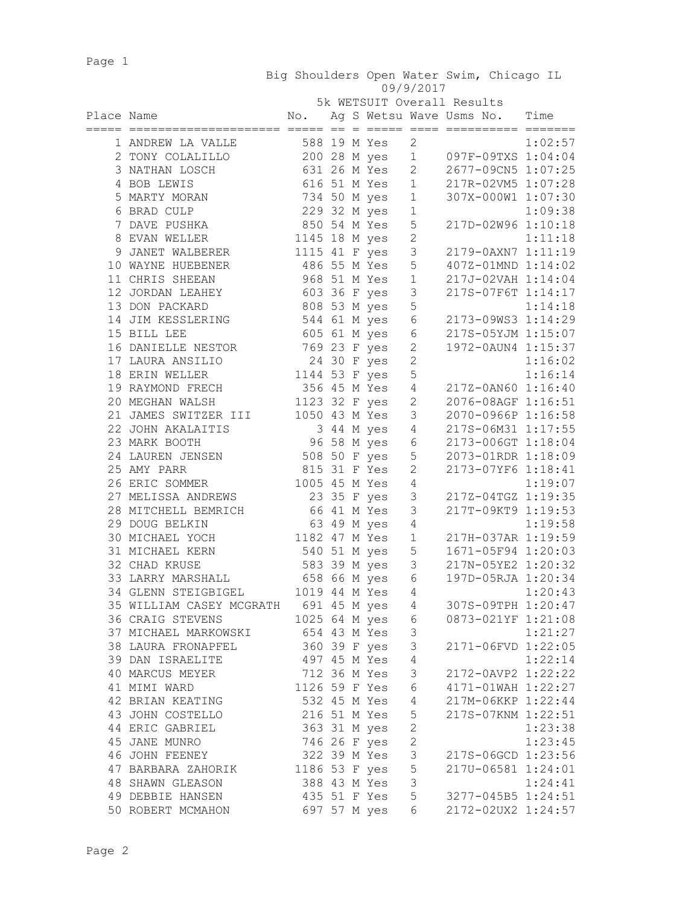# Big Shoulders Open Water Swim, Chicago IL

09/9/2017

## 5k WETSUIT Overall Results

| Place | Name | No. | Ag | S | Wetsu | Wave | Usms No. | Time |
|---|---|---|---|---|---|---|---|---|
| 1 | ANDREW LA VALLE | 588 | 19 | M | Yes | 2 | | 1:02:57 |
| 2 | TONY COLALILLO | 200 | 28 | M | yes | 1 | 097F-09TXS | 1:04:04 |
| 3 | NATHAN LOSCH | 631 | 26 | M | Yes | 2 | 2677-09CN5 | 1:07:25 |
| 4 | BOB LEWIS | 616 | 51 | M | Yes | 1 | 217R-02VM5 | 1:07:28 |
| 5 | MARTY MORAN | 734 | 50 | M | yes | 1 | 307X-000W1 | 1:07:30 |
| 6 | BRAD CULP | 229 | 32 | M | yes | 1 | | 1:09:38 |
| 7 | DAVE PUSHKA | 850 | 54 | M | Yes | 5 | 217D-02W96 | 1:10:18 |
| 8 | EVAN WELLER | 1145 | 18 | M | yes | 2 | | 1:11:18 |
| 9 | JANET WALBERER | 1115 | 41 | F | yes | 3 | 2179-0AXN7 | 1:11:19 |
| 10 | WAYNE HUEBENER | 486 | 55 | M | Yes | 5 | 407Z-01MND | 1:14:02 |
| 11 | CHRIS SHEEAN | 968 | 51 | M | Yes | 1 | 217J-02VAH | 1:14:04 |
| 12 | JORDAN LEAHEY | 603 | 36 | F | yes | 3 | 217S-07F6T | 1:14:17 |
| 13 | DON PACKARD | 808 | 53 | M | yes | 5 | | 1:14:18 |
| 14 | JIM KESSLERING | 544 | 61 | M | yes | 6 | 2173-09WS3 | 1:14:29 |
| 15 | BILL LEE | 605 | 61 | M | yes | 6 | 217S-05YJM | 1:15:07 |
| 16 | DANIELLE NESTOR | 769 | 23 | F | yes | 2 | 1972-0AUN4 | 1:15:37 |
| 17 | LAURA ANSILIO | 24 | 30 | F | yes | 2 | | 1:16:02 |
| 18 | ERIN WELLER | 1144 | 53 | F | yes | 5 | | 1:16:14 |
| 19 | RAYMOND FRECH | 356 | 45 | M | Yes | 4 | 217Z-0AN60 | 1:16:40 |
| 20 | MEGHAN WALSH | 1123 | 32 | F | yes | 2 | 2076-08AGF | 1:16:51 |
| 21 | JAMES SWITZER III | 1050 | 43 | M | Yes | 3 | 2070-0966P | 1:16:58 |
| 22 | JOHN AKALAITIS | 3 | 44 | M | yes | 4 | 217S-06M31 | 1:17:55 |
| 23 | MARK BOOTH | 96 | 58 | M | yes | 6 | 2173-006GT | 1:18:04 |
| 24 | LAUREN JENSEN | 508 | 50 | F | yes | 5 | 2073-01RDR | 1:18:09 |
| 25 | AMY PARR | 815 | 31 | F | Yes | 2 | 2173-07YF6 | 1:18:41 |
| 26 | ERIC SOMMER | 1005 | 45 | M | Yes | 4 | | 1:19:07 |
| 27 | MELISSA ANDREWS | 23 | 35 | F | yes | 3 | 217Z-04TGZ | 1:19:35 |
| 28 | MITCHELL BEMRICH | 66 | 41 | M | Yes | 3 | 217T-09KT9 | 1:19:53 |
| 29 | DOUG BELKIN | 63 | 49 | M | yes | 4 | | 1:19:58 |
| 30 | MICHAEL YOCH | 1182 | 47 | M | Yes | 1 | 217H-037AR | 1:19:59 |
| 31 | MICHAEL KERN | 540 | 51 | M | yes | 5 | 1671-05F94 | 1:20:03 |
| 32 | CHAD KRUSE | 583 | 39 | M | yes | 3 | 217N-05YE2 | 1:20:32 |
| 33 | LARRY MARSHALL | 658 | 66 | M | yes | 6 | 197D-05RJA | 1:20:34 |
| 34 | GLENN STEIGBIGEL | 1019 | 44 | M | Yes | 4 | | 1:20:43 |
| 35 | WILLIAM CASEY MCGRATH | 691 | 45 | M | yes | 4 | 307S-09TPH | 1:20:47 |
| 36 | CRAIG STEVENS | 1025 | 64 | M | yes | 6 | 0873-021YF | 1:21:08 |
| 37 | MICHAEL MARKOWSKI | 654 | 43 | M | Yes | 3 | | 1:21:27 |
| 38 | LAURA FRONAPFEL | 360 | 39 | F | yes | 3 | 2171-06FVD | 1:22:05 |
| 39 | DAN ISRAELITE | 497 | 45 | M | Yes | 4 | | 1:22:14 |
| 40 | MARCUS MEYER | 712 | 36 | M | Yes | 3 | 2172-0AVP2 | 1:22:22 |
| 41 | MIMI WARD | 1126 | 59 | F | Yes | 6 | 4171-01WAH | 1:22:27 |
| 42 | BRIAN KEATING | 532 | 45 | M | Yes | 4 | 217M-06KKP | 1:22:44 |
| 43 | JOHN COSTELLO | 216 | 51 | M | Yes | 5 | 217S-07KNM | 1:22:51 |
| 44 | ERIC GABRIEL | 363 | 31 | M | yes | 2 | | 1:23:38 |
| 45 | JANE MUNRO | 746 | 26 | F | yes | 2 | | 1:23:45 |
| 46 | JOHN FEENEY | 322 | 39 | M | Yes | 3 | 217S-06GCD | 1:23:56 |
| 47 | BARBARA ZAHORIK | 1186 | 53 | F | yes | 5 | 217U-06581 | 1:24:01 |
| 48 | SHAWN GLEASON | 388 | 43 | M | Yes | 3 | | 1:24:41 |
| 49 | DEBBIE HANSEN | 435 | 51 | F | Yes | 5 | 3277-045B5 | 1:24:51 |
| 50 | ROBERT MCMAHON | 697 | 57 | M | yes | 6 | 2172-02UX2 | 1:24:57 |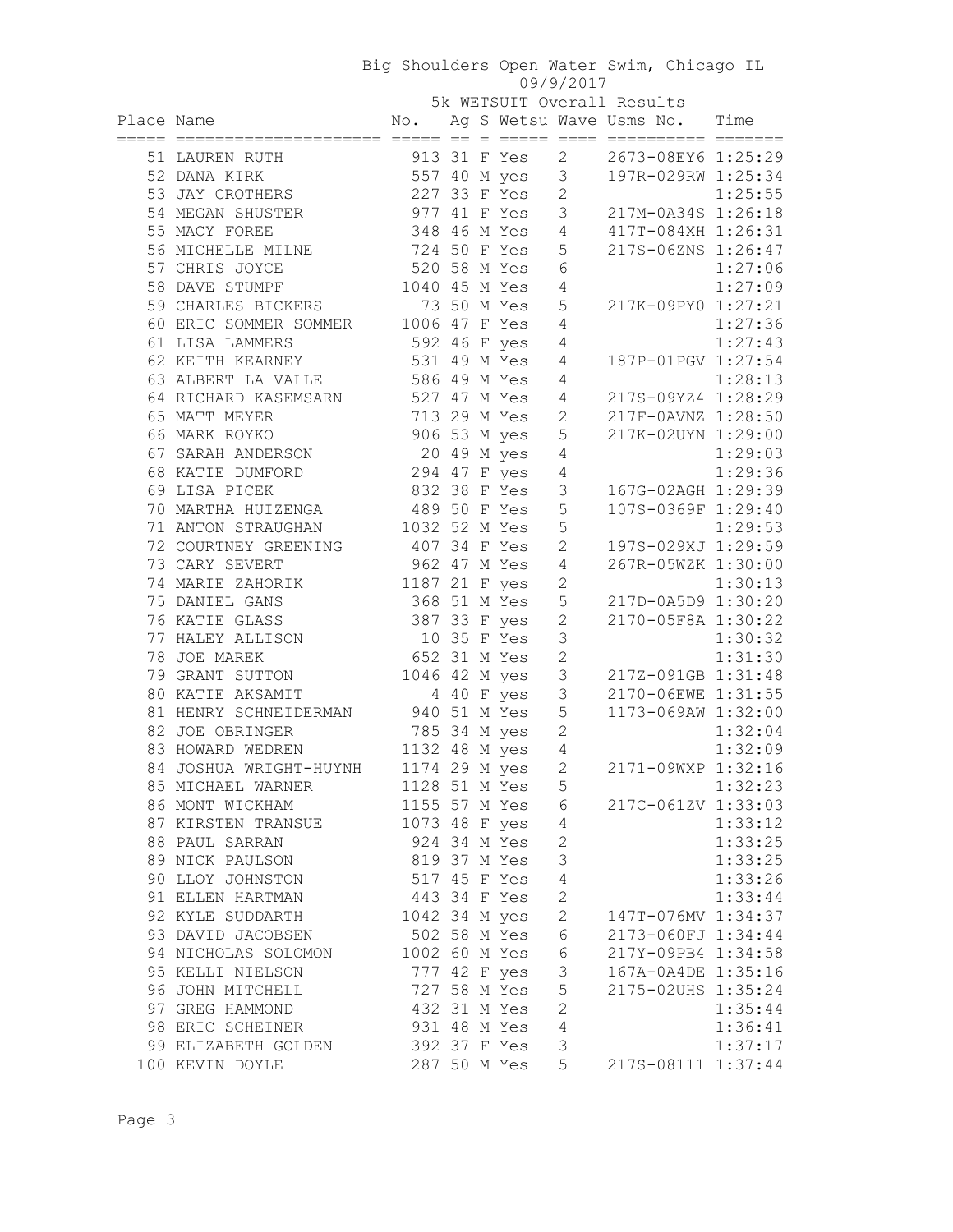Big Shoulders Open Water Swim, Chicago IL
09/9/2017
5k WETSUIT Overall Results

| Place | Name | No. | Ag | S | Wetsu | Wave | Usms No. | Time |
|---|---|---|---|---|---|---|---|---|
| 51 | LAUREN RUTH | 913 | 31 | F | Yes | 2 | 2673-08EY6 | 1:25:29 |
| 52 | DANA KIRK | 557 | 40 | M | yes | 3 | 197R-029RW | 1:25:34 |
| 53 | JAY CROTHERS | 227 | 33 | F | Yes | 2 | | 1:25:55 |
| 54 | MEGAN SHUSTER | 977 | 41 | F | Yes | 3 | 217M-0A34S | 1:26:18 |
| 55 | MACY FOREE | 348 | 46 | M | Yes | 4 | 417T-084XH | 1:26:31 |
| 56 | MICHELLE MILNE | 724 | 50 | F | Yes | 5 | 217S-06ZNS | 1:26:47 |
| 57 | CHRIS JOYCE | 520 | 58 | M | Yes | 6 | | 1:27:06 |
| 58 | DAVE STUMPF | 1040 | 45 | M | Yes | 4 | | 1:27:09 |
| 59 | CHARLES BICKERS | 73 | 50 | M | Yes | 5 | 217K-09PY0 | 1:27:21 |
| 60 | ERIC SOMMER SOMMER | 1006 | 47 | F | Yes | 4 | | 1:27:36 |
| 61 | LISA LAMMERS | 592 | 46 | F | yes | 4 | | 1:27:43 |
| 62 | KEITH KEARNEY | 531 | 49 | M | Yes | 4 | 187P-01PGV | 1:27:54 |
| 63 | ALBERT LA VALLE | 586 | 49 | M | Yes | 4 | | 1:28:13 |
| 64 | RICHARD KASEMSARN | 527 | 47 | M | Yes | 4 | 217S-09YZ4 | 1:28:29 |
| 65 | MATT MEYER | 713 | 29 | M | Yes | 2 | 217F-0AVNZ | 1:28:50 |
| 66 | MARK ROYKO | 906 | 53 | M | yes | 5 | 217K-02UYN | 1:29:00 |
| 67 | SARAH ANDERSON | 20 | 49 | M | yes | 4 | | 1:29:03 |
| 68 | KATIE DUMFORD | 294 | 47 | F | yes | 4 | | 1:29:36 |
| 69 | LISA PICEK | 832 | 38 | F | Yes | 3 | 167G-02AGH | 1:29:39 |
| 70 | MARTHA HUIZENGA | 489 | 50 | F | Yes | 5 | 107S-0369F | 1:29:40 |
| 71 | ANTON STRAUGHAN | 1032 | 52 | M | Yes | 5 | | 1:29:53 |
| 72 | COURTNEY GREENING | 407 | 34 | F | Yes | 2 | 197S-029XJ | 1:29:59 |
| 73 | CARY SEVERT | 962 | 47 | M | Yes | 4 | 267R-05WZK | 1:30:00 |
| 74 | MARIE ZAHORIK | 1187 | 21 | F | yes | 2 | | 1:30:13 |
| 75 | DANIEL GANS | 368 | 51 | M | Yes | 5 | 217D-0A5D9 | 1:30:20 |
| 76 | KATIE GLASS | 387 | 33 | F | yes | 2 | 2170-05F8A | 1:30:22 |
| 77 | HALEY ALLISON | 10 | 35 | F | Yes | 3 | | 1:30:32 |
| 78 | JOE MAREK | 652 | 31 | M | Yes | 2 | | 1:31:30 |
| 79 | GRANT SUTTON | 1046 | 42 | M | yes | 3 | 217Z-091GB | 1:31:48 |
| 80 | KATIE AKSAMIT | 4 | 40 | F | yes | 3 | 2170-06EWE | 1:31:55 |
| 81 | HENRY SCHNEIDERMAN | 940 | 51 | M | Yes | 5 | 1173-069AW | 1:32:00 |
| 82 | JOE OBRINGER | 785 | 34 | M | yes | 2 | | 1:32:04 |
| 83 | HOWARD WEDREN | 1132 | 48 | M | yes | 4 | | 1:32:09 |
| 84 | JOSHUA WRIGHT-HUYNH | 1174 | 29 | M | yes | 2 | 2171-09WXP | 1:32:16 |
| 85 | MICHAEL WARNER | 1128 | 51 | M | Yes | 5 | | 1:32:23 |
| 86 | MONT WICKHAM | 1155 | 57 | M | Yes | 6 | 217C-061ZV | 1:33:03 |
| 87 | KIRSTEN TRANSUE | 1073 | 48 | F | yes | 4 | | 1:33:12 |
| 88 | PAUL SARRAN | 924 | 34 | M | Yes | 2 | | 1:33:25 |
| 89 | NICK PAULSON | 819 | 37 | M | Yes | 3 | | 1:33:25 |
| 90 | LLOY JOHNSTON | 517 | 45 | F | Yes | 4 | | 1:33:26 |
| 91 | ELLEN HARTMAN | 443 | 34 | F | Yes | 2 | | 1:33:44 |
| 92 | KYLE SUDDARTH | 1042 | 34 | M | yes | 2 | 147T-076MV | 1:34:37 |
| 93 | DAVID JACOBSEN | 502 | 58 | M | Yes | 6 | 2173-060FJ | 1:34:44 |
| 94 | NICHOLAS SOLOMON | 1002 | 60 | M | Yes | 6 | 217Y-09PB4 | 1:34:58 |
| 95 | KELLI NIELSON | 777 | 42 | F | yes | 3 | 167A-0A4DE | 1:35:16 |
| 96 | JOHN MITCHELL | 727 | 58 | M | Yes | 5 | 2175-02UHS | 1:35:24 |
| 97 | GREG HAMMOND | 432 | 31 | M | Yes | 2 | | 1:35:44 |
| 98 | ERIC SCHEINER | 931 | 48 | M | Yes | 4 | | 1:36:41 |
| 99 | ELIZABETH GOLDEN | 392 | 37 | F | Yes | 3 | | 1:37:17 |
| 100 | KEVIN DOYLE | 287 | 50 | M | Yes | 5 | 217S-08111 | 1:37:44 |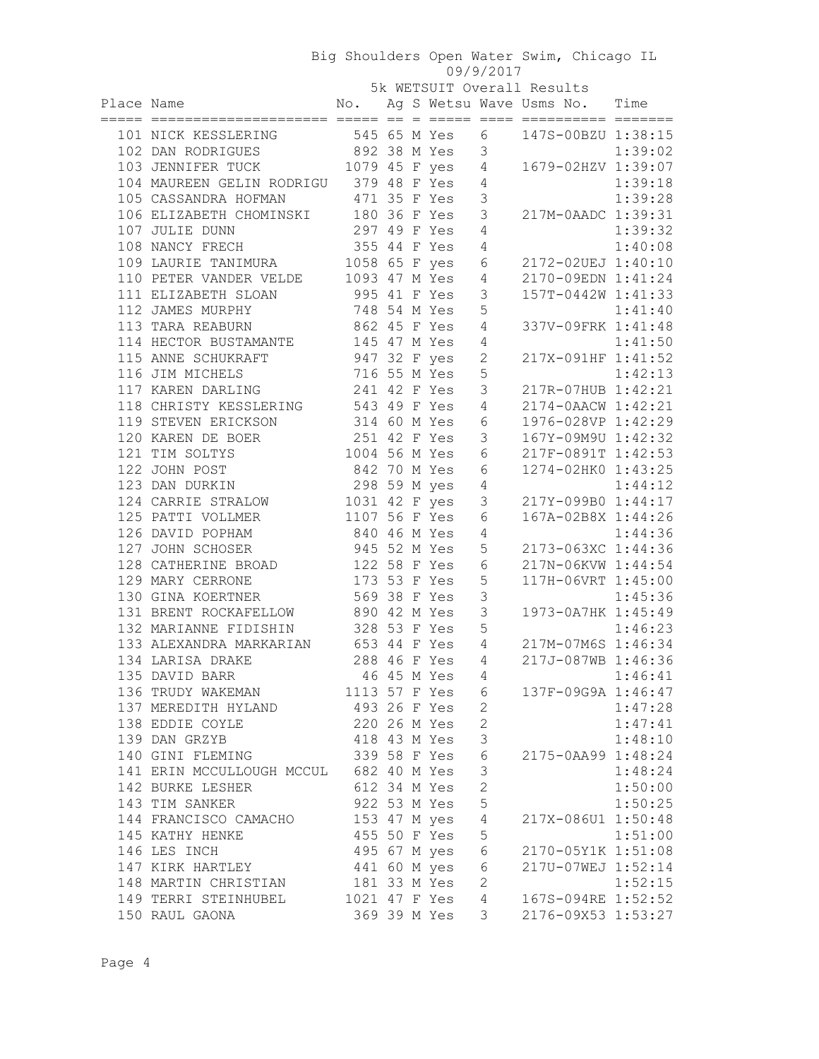Big Shoulders Open Water Swim, Chicago IL
09/9/2017
5k WETSUIT Overall Results

| Place | Name | No. | Ag | S | Wetsu | Wave | Usms No. | Time |
|---|---|---|---|---|---|---|---|---|
| 101 | NICK KESSLERING | 545 | 65 | M | Yes | 6 | 147S-00BZU | 1:38:15 |
| 102 | DAN RODRIGUES | 892 | 38 | M | Yes | 3 | | 1:39:02 |
| 103 | JENNIFER TUCK | 1079 | 45 | F | yes | 4 | 1679-02HZV | 1:39:07 |
| 104 | MAUREEN GELIN RODRIGU | 379 | 48 | F | Yes | 4 | | 1:39:18 |
| 105 | CASSANDRA HOFMAN | 471 | 35 | F | Yes | 3 | | 1:39:28 |
| 106 | ELIZABETH CHOMINSKI | 180 | 36 | F | Yes | 3 | 217M-0AADC | 1:39:31 |
| 107 | JULIE DUNN | 297 | 49 | F | Yes | 4 | | 1:39:32 |
| 108 | NANCY FRECH | 355 | 44 | F | Yes | 4 | | 1:40:08 |
| 109 | LAURIE TANIMURA | 1058 | 65 | F | yes | 6 | 2172-02UEJ | 1:40:10 |
| 110 | PETER VANDER VELDE | 1093 | 47 | M | Yes | 4 | 2170-09EDN | 1:41:24 |
| 111 | ELIZABETH SLOAN | 995 | 41 | F | Yes | 3 | 157T-0442W | 1:41:33 |
| 112 | JAMES MURPHY | 748 | 54 | M | Yes | 5 | | 1:41:40 |
| 113 | TARA REABURN | 862 | 45 | F | Yes | 4 | 337V-09FRK | 1:41:48 |
| 114 | HECTOR BUSTAMANTE | 145 | 47 | M | Yes | 4 | | 1:41:50 |
| 115 | ANNE SCHUKRAFT | 947 | 32 | F | yes | 2 | 217X-091HF | 1:41:52 |
| 116 | JIM MICHELS | 716 | 55 | M | Yes | 5 | | 1:42:13 |
| 117 | KAREN DARLING | 241 | 42 | F | Yes | 3 | 217R-07HUB | 1:42:21 |
| 118 | CHRISTY KESSLERING | 543 | 49 | F | Yes | 4 | 2174-0AACW | 1:42:21 |
| 119 | STEVEN ERICKSON | 314 | 60 | M | Yes | 6 | 1976-028VP | 1:42:29 |
| 120 | KAREN DE BOER | 251 | 42 | F | Yes | 3 | 167Y-09M9U | 1:42:32 |
| 121 | TIM SOLTYS | 1004 | 56 | M | Yes | 6 | 217F-0891T | 1:42:53 |
| 122 | JOHN POST | 842 | 70 | M | Yes | 6 | 1274-02HK0 | 1:43:25 |
| 123 | DAN DURKIN | 298 | 59 | M | yes | 4 | | 1:44:12 |
| 124 | CARRIE STRALOW | 1031 | 42 | F | yes | 3 | 217Y-099B0 | 1:44:17 |
| 125 | PATTI VOLLMER | 1107 | 56 | F | Yes | 6 | 167A-02B8X | 1:44:26 |
| 126 | DAVID POPHAM | 840 | 46 | M | Yes | 4 | | 1:44:36 |
| 127 | JOHN SCHOSER | 945 | 52 | M | Yes | 5 | 2173-063XC | 1:44:36 |
| 128 | CATHERINE BROAD | 122 | 58 | F | Yes | 6 | 217N-06KVW | 1:44:54 |
| 129 | MARY CERRONE | 173 | 53 | F | Yes | 5 | 117H-06VRT | 1:45:00 |
| 130 | GINA KOERTNER | 569 | 38 | F | Yes | 3 | | 1:45:36 |
| 131 | BRENT ROCKAFELLOW | 890 | 42 | M | Yes | 3 | 1973-0A7HK | 1:45:49 |
| 132 | MARIANNE FIDISHIN | 328 | 53 | F | Yes | 5 | | 1:46:23 |
| 133 | ALEXANDRA MARKARIAN | 653 | 44 | F | Yes | 4 | 217M-07M6S | 1:46:34 |
| 134 | LARISA DRAKE | 288 | 46 | F | Yes | 4 | 217J-087WB | 1:46:36 |
| 135 | DAVID BARR | 46 | 45 | M | Yes | 4 | | 1:46:41 |
| 136 | TRUDY WAKEMAN | 1113 | 57 | F | Yes | 6 | 137F-09G9A | 1:46:47 |
| 137 | MEREDITH HYLAND | 493 | 26 | F | Yes | 2 | | 1:47:28 |
| 138 | EDDIE COYLE | 220 | 26 | M | Yes | 2 | | 1:47:41 |
| 139 | DAN GRZYB | 418 | 43 | M | Yes | 3 | | 1:48:10 |
| 140 | GINI FLEMING | 339 | 58 | F | Yes | 6 | 2175-0AA99 | 1:48:24 |
| 141 | ERIN MCCULLOUGH MCCUL | 682 | 40 | M | Yes | 3 | | 1:48:24 |
| 142 | BURKE LESHER | 612 | 34 | M | Yes | 2 | | 1:50:00 |
| 143 | TIM SANKER | 922 | 53 | M | Yes | 5 | | 1:50:25 |
| 144 | FRANCISCO CAMACHO | 153 | 47 | M | yes | 4 | 217X-086U1 | 1:50:48 |
| 145 | KATHY HENKE | 455 | 50 | F | Yes | 5 | | 1:51:00 |
| 146 | LES INCH | 495 | 67 | M | yes | 6 | 2170-05Y1K | 1:51:08 |
| 147 | KIRK HARTLEY | 441 | 60 | M | yes | 6 | 217U-07WEJ | 1:52:14 |
| 148 | MARTIN CHRISTIAN | 181 | 33 | M | Yes | 2 | | 1:52:15 |
| 149 | TERRI STEINHUBEL | 1021 | 47 | F | Yes | 4 | 167S-094RE | 1:52:52 |
| 150 | RAUL GAONA | 369 | 39 | M | Yes | 3 | 2176-09X53 | 1:53:27 |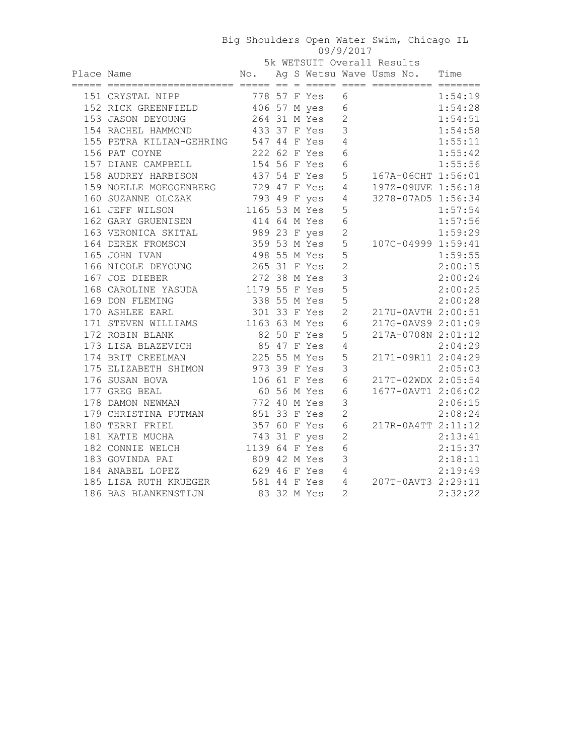Big Shoulders Open Water Swim, Chicago IL

09/9/2017

5k WETSUIT Overall Results

| Place | Name | No. | Ag | S | Wetsu | Wave | Usms No. | Time |
|---|---|---|---|---|---|---|---|---|
| 151 | CRYSTAL NIPP | 778 | 57 | F | Yes | 6 | | 1:54:19 |
| 152 | RICK GREENFIELD | 406 | 57 | M | yes | 6 | | 1:54:28 |
| 153 | JASON DEYOUNG | 264 | 31 | M | Yes | 2 | | 1:54:51 |
| 154 | RACHEL HAMMOND | 433 | 37 | F | Yes | 3 | | 1:54:58 |
| 155 | PETRA KILIAN-GEHRING | 547 | 44 | F | Yes | 4 | | 1:55:11 |
| 156 | PAT COYNE | 222 | 62 | F | Yes | 6 | | 1:55:42 |
| 157 | DIANE CAMPBELL | 154 | 56 | F | Yes | 6 | | 1:55:56 |
| 158 | AUDREY HARBISON | 437 | 54 | F | Yes | 5 | 167A-06CHT | 1:56:01 |
| 159 | NOELLE MOEGGENBERG | 729 | 47 | F | Yes | 4 | 197Z-09UVE | 1:56:18 |
| 160 | SUZANNE OLCZAK | 793 | 49 | F | yes | 4 | 3278-07AD5 | 1:56:34 |
| 161 | JEFF WILSON | 1165 | 53 | M | Yes | 5 | | 1:57:54 |
| 162 | GARY GRUENISEN | 414 | 64 | M | Yes | 6 | | 1:57:56 |
| 163 | VERONICA SKITAL | 989 | 23 | F | yes | 2 | | 1:59:29 |
| 164 | DEREK FROMSON | 359 | 53 | M | Yes | 5 | 107C-04999 | 1:59:41 |
| 165 | JOHN IVAN | 498 | 55 | M | Yes | 5 | | 1:59:55 |
| 166 | NICOLE DEYOUNG | 265 | 31 | F | Yes | 2 | | 2:00:15 |
| 167 | JOE DIEBER | 272 | 38 | M | Yes | 3 | | 2:00:24 |
| 168 | CAROLINE YASUDA | 1179 | 55 | F | Yes | 5 | | 2:00:25 |
| 169 | DON FLEMING | 338 | 55 | M | Yes | 5 | | 2:00:28 |
| 170 | ASHLEE EARL | 301 | 33 | F | Yes | 2 | 217U-0AVTH | 2:00:51 |
| 171 | STEVEN WILLIAMS | 1163 | 63 | M | Yes | 6 | 217G-0AVS9 | 2:01:09 |
| 172 | ROBIN BLANK | 82 | 50 | F | Yes | 5 | 217A-0708N | 2:01:12 |
| 173 | LISA BLAZEVICH | 85 | 47 | F | Yes | 4 | | 2:04:29 |
| 174 | BRIT CREELMAN | 225 | 55 | M | Yes | 5 | 2171-09R11 | 2:04:29 |
| 175 | ELIZABETH SHIMON | 973 | 39 | F | Yes | 3 | | 2:05:03 |
| 176 | SUSAN BOVA | 106 | 61 | F | Yes | 6 | 217T-02WDX | 2:05:54 |
| 177 | GREG BEAL | 60 | 56 | M | Yes | 6 | 1677-0AVT1 | 2:06:02 |
| 178 | DAMON NEWMAN | 772 | 40 | M | Yes | 3 | | 2:06:15 |
| 179 | CHRISTINA PUTMAN | 851 | 33 | F | Yes | 2 | | 2:08:24 |
| 180 | TERRI FRIEL | 357 | 60 | F | Yes | 6 | 217R-0A4TT | 2:11:12 |
| 181 | KATIE MUCHA | 743 | 31 | F | yes | 2 | | 2:13:41 |
| 182 | CONNIE WELCH | 1139 | 64 | F | Yes | 6 | | 2:15:37 |
| 183 | GOVINDA PAI | 809 | 42 | M | Yes | 3 | | 2:18:11 |
| 184 | ANABEL LOPEZ | 629 | 46 | F | Yes | 4 | | 2:19:49 |
| 185 | LISA RUTH KRUEGER | 581 | 44 | F | Yes | 4 | 207T-0AVT3 | 2:29:11 |
| 186 | BAS BLANKENSTIJN | 83 | 32 | M | Yes | 2 | | 2:32:22 |